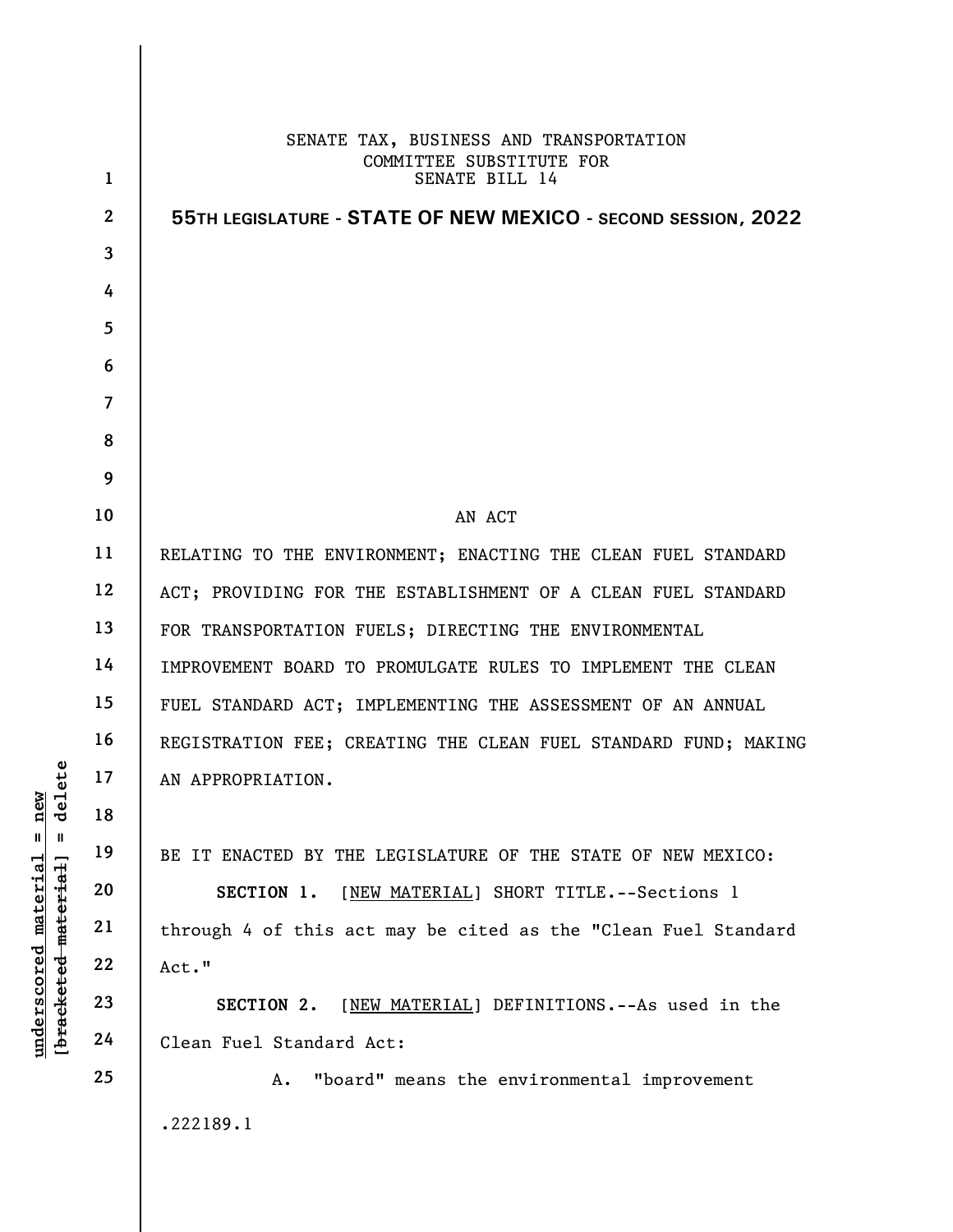SENATE TAX, BUSINESS AND TRANSPORTATION
COMMITTEE SUBSTITUTE FOR
SENATE BILL 14

**55TH LEGISLATURE - STATE OF NEW MEXICO - SECOND SESSION, 2022**

AN ACT

RELATING TO THE ENVIRONMENT; ENACTING THE CLEAN FUEL STANDARD ACT; PROVIDING FOR THE ESTABLISHMENT OF A CLEAN FUEL STANDARD FOR TRANSPORTATION FUELS; DIRECTING THE ENVIRONMENTAL IMPROVEMENT BOARD TO PROMULGATE RULES TO IMPLEMENT THE CLEAN FUEL STANDARD ACT; IMPLEMENTING THE ASSESSMENT OF AN ANNUAL REGISTRATION FEE; CREATING THE CLEAN FUEL STANDARD FUND; MAKING AN APPROPRIATION.

BE IT ENACTED BY THE LEGISLATURE OF THE STATE OF NEW MEXICO:

**SECTION 1.** [NEW MATERIAL] SHORT TITLE.--Sections 1 through 4 of this act may be cited as the "Clean Fuel Standard Act."

**SECTION 2.** [NEW MATERIAL] DEFINITIONS.--As used in the Clean Fuel Standard Act:

A. "board" means the environmental improvement

.222189.1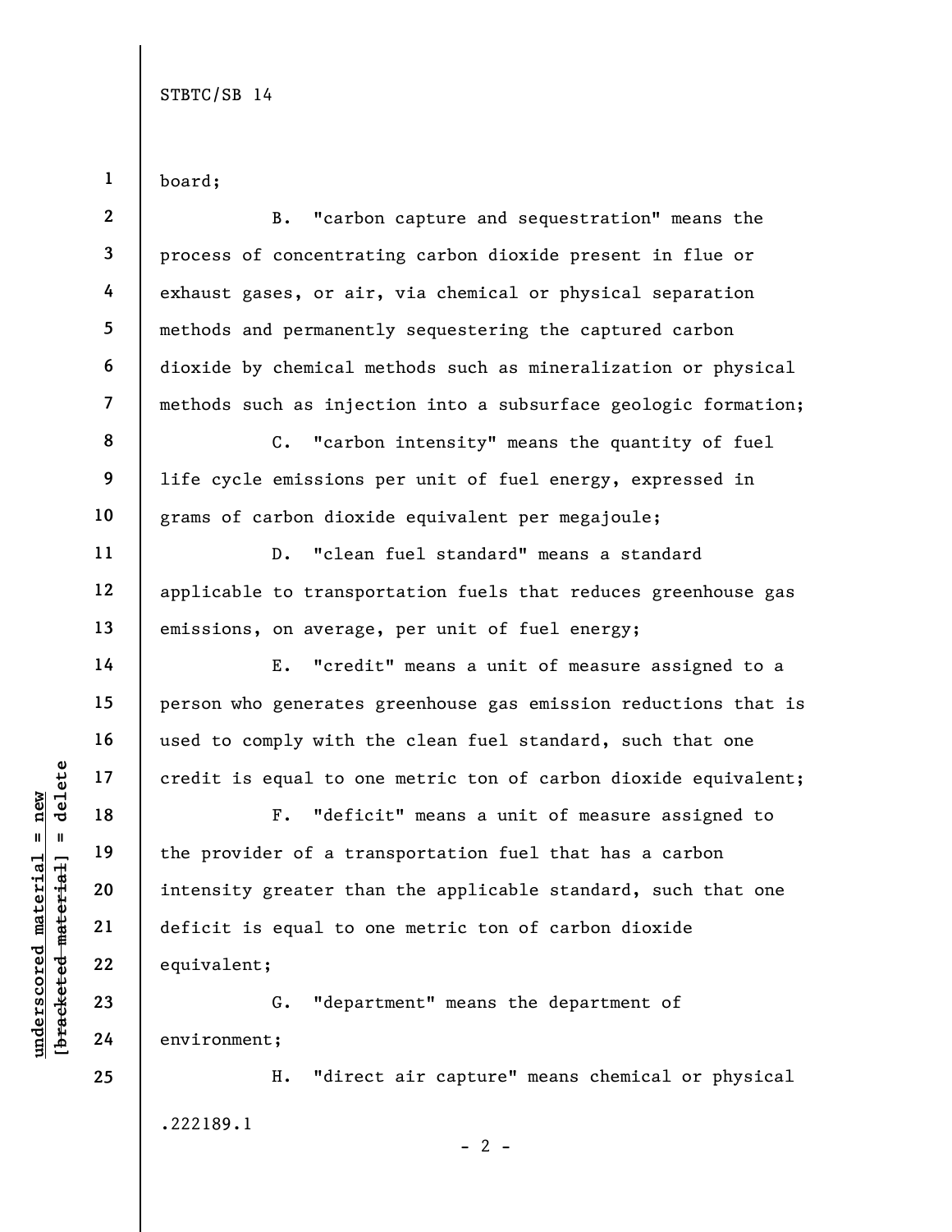board;

B. "carbon capture and sequestration" means the process of concentrating carbon dioxide present in flue or exhaust gases, or air, via chemical or physical separation methods and permanently sequestering the captured carbon dioxide by chemical methods such as mineralization or physical methods such as injection into a subsurface geologic formation;

C. "carbon intensity" means the quantity of fuel life cycle emissions per unit of fuel energy, expressed in grams of carbon dioxide equivalent per megajoule;

D. "clean fuel standard" means a standard applicable to transportation fuels that reduces greenhouse gas emissions, on average, per unit of fuel energy;

E. "credit" means a unit of measure assigned to a person who generates greenhouse gas emission reductions that is used to comply with the clean fuel standard, such that one credit is equal to one metric ton of carbon dioxide equivalent;

F. "deficit" means a unit of measure assigned to the provider of a transportation fuel that has a carbon intensity greater than the applicable standard, such that one deficit is equal to one metric ton of carbon dioxide equivalent;

G. "department" means the department of environment;

H. "direct air capture" means chemical or physical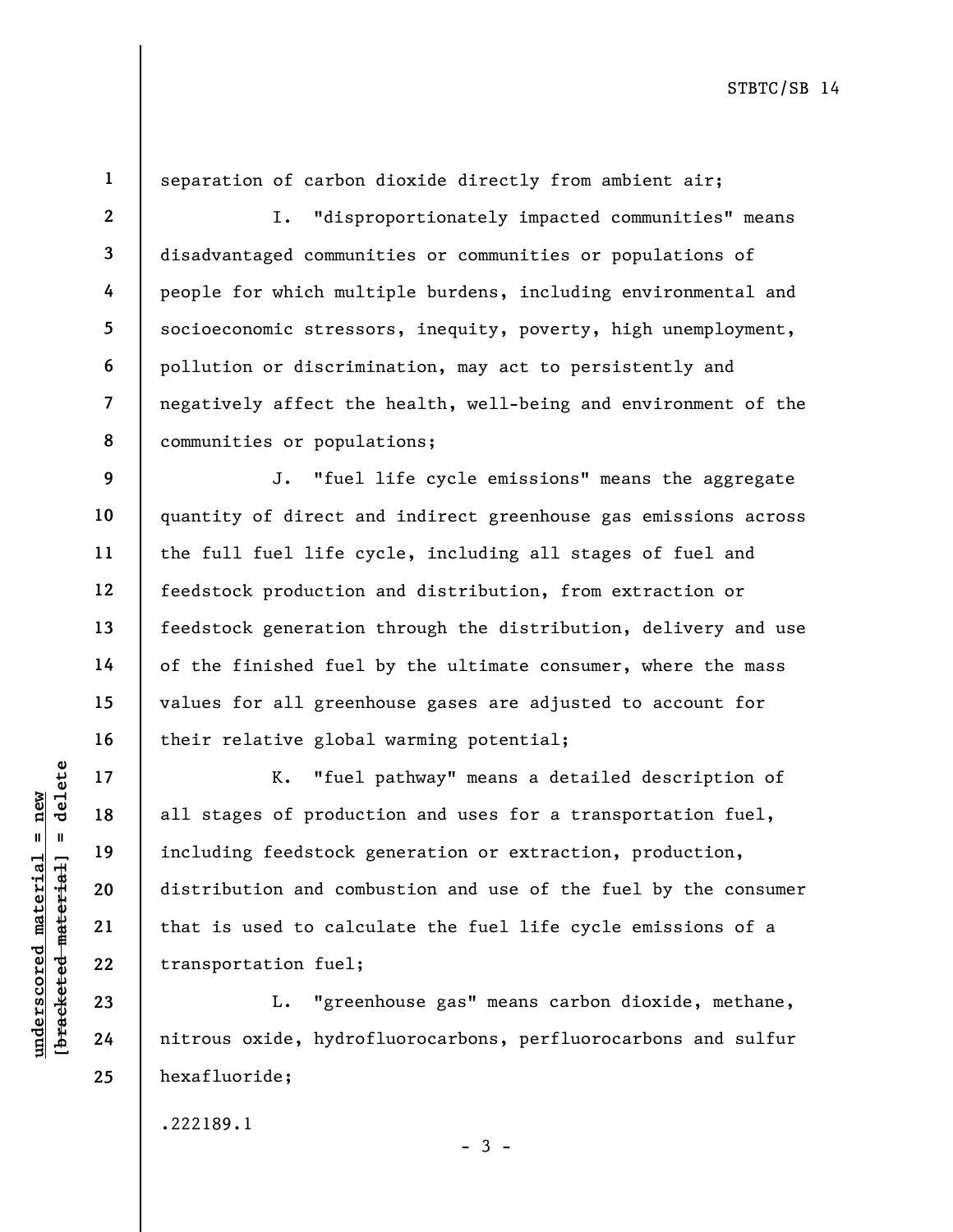separation of carbon dioxide directly from ambient air;

I. "disproportionately impacted communities" means disadvantaged communities or communities or populations of people for which multiple burdens, including environmental and socioeconomic stressors, inequity, poverty, high unemployment, pollution or discrimination, may act to persistently and negatively affect the health, well-being and environment of the communities or populations;

J. "fuel life cycle emissions" means the aggregate quantity of direct and indirect greenhouse gas emissions across the full fuel life cycle, including all stages of fuel and feedstock production and distribution, from extraction or feedstock generation through the distribution, delivery and use of the finished fuel by the ultimate consumer, where the mass values for all greenhouse gases are adjusted to account for their relative global warming potential;

K. "fuel pathway" means a detailed description of all stages of production and uses for a transportation fuel, including feedstock generation or extraction, production, distribution and combustion and use of the fuel by the consumer that is used to calculate the fuel life cycle emissions of a transportation fuel;

L. "greenhouse gas" means carbon dioxide, methane, nitrous oxide, hydrofluorocarbons, perfluorocarbons and sulfur hexafluoride;

.222189.1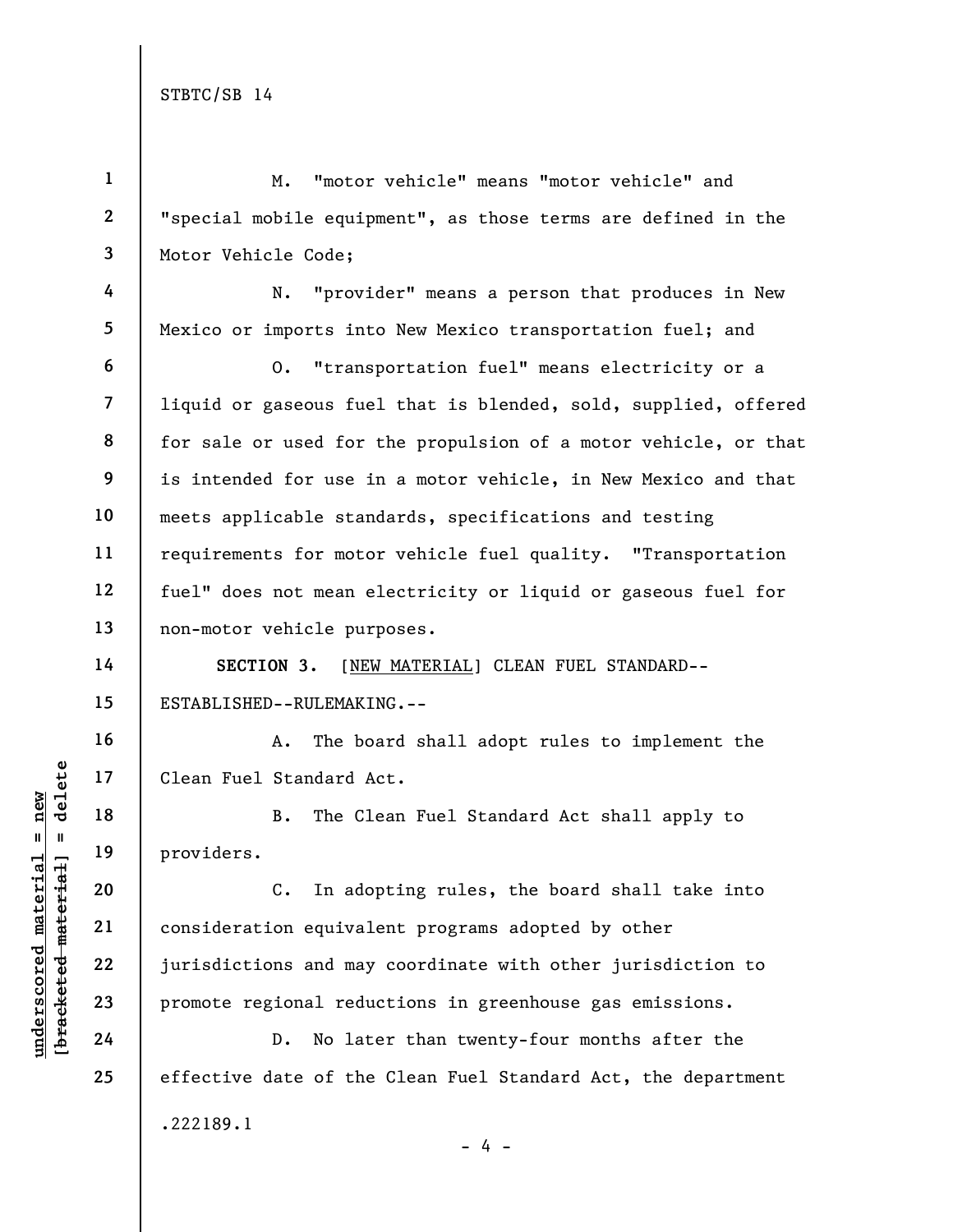M. "motor vehicle" means "motor vehicle" and "special mobile equipment", as those terms are defined in the Motor Vehicle Code;

N. "provider" means a person that produces in New Mexico or imports into New Mexico transportation fuel; and

O. "transportation fuel" means electricity or a liquid or gaseous fuel that is blended, sold, supplied, offered for sale or used for the propulsion of a motor vehicle, or that is intended for use in a motor vehicle, in New Mexico and that meets applicable standards, specifications and testing requirements for motor vehicle fuel quality. "Transportation fuel" does not mean electricity or liquid or gaseous fuel for non-motor vehicle purposes.

**SECTION 3.** [NEW MATERIAL] CLEAN FUEL STANDARD--ESTABLISHED--RULEMAKING.--

A. The board shall adopt rules to implement the Clean Fuel Standard Act.

B. The Clean Fuel Standard Act shall apply to providers.

C. In adopting rules, the board shall take into consideration equivalent programs adopted by other jurisdictions and may coordinate with other jurisdiction to promote regional reductions in greenhouse gas emissions.

D. No later than twenty-four months after the effective date of the Clean Fuel Standard Act, the department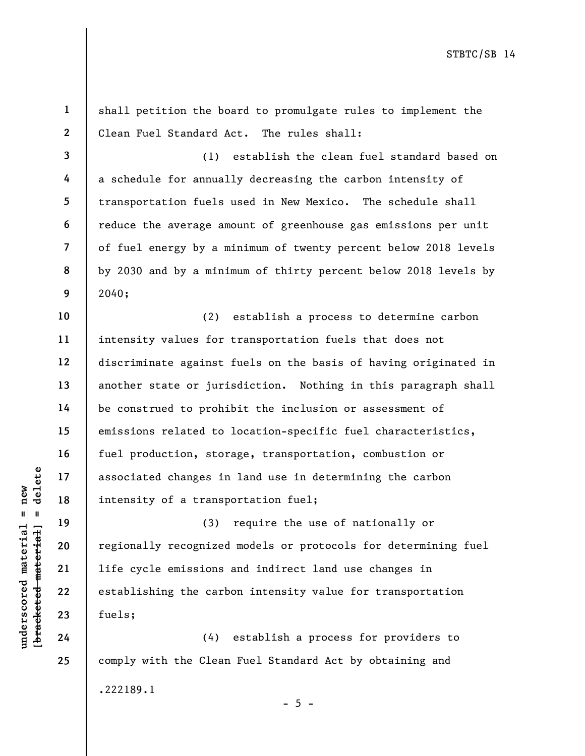shall petition the board to promulgate rules to implement the Clean Fuel Standard Act. The rules shall:

(1) establish the clean fuel standard based on a schedule for annually decreasing the carbon intensity of transportation fuels used in New Mexico. The schedule shall reduce the average amount of greenhouse gas emissions per unit of fuel energy by a minimum of twenty percent below 2018 levels by 2030 and by a minimum of thirty percent below 2018 levels by 2040;

(2) establish a process to determine carbon intensity values for transportation fuels that does not discriminate against fuels on the basis of having originated in another state or jurisdiction. Nothing in this paragraph shall be construed to prohibit the inclusion or assessment of emissions related to location-specific fuel characteristics, fuel production, storage, transportation, combustion or associated changes in land use in determining the carbon intensity of a transportation fuel;

(3) require the use of nationally or regionally recognized models or protocols for determining fuel life cycle emissions and indirect land use changes in establishing the carbon intensity value for transportation fuels;

(4) establish a process for providers to comply with the Clean Fuel Standard Act by obtaining and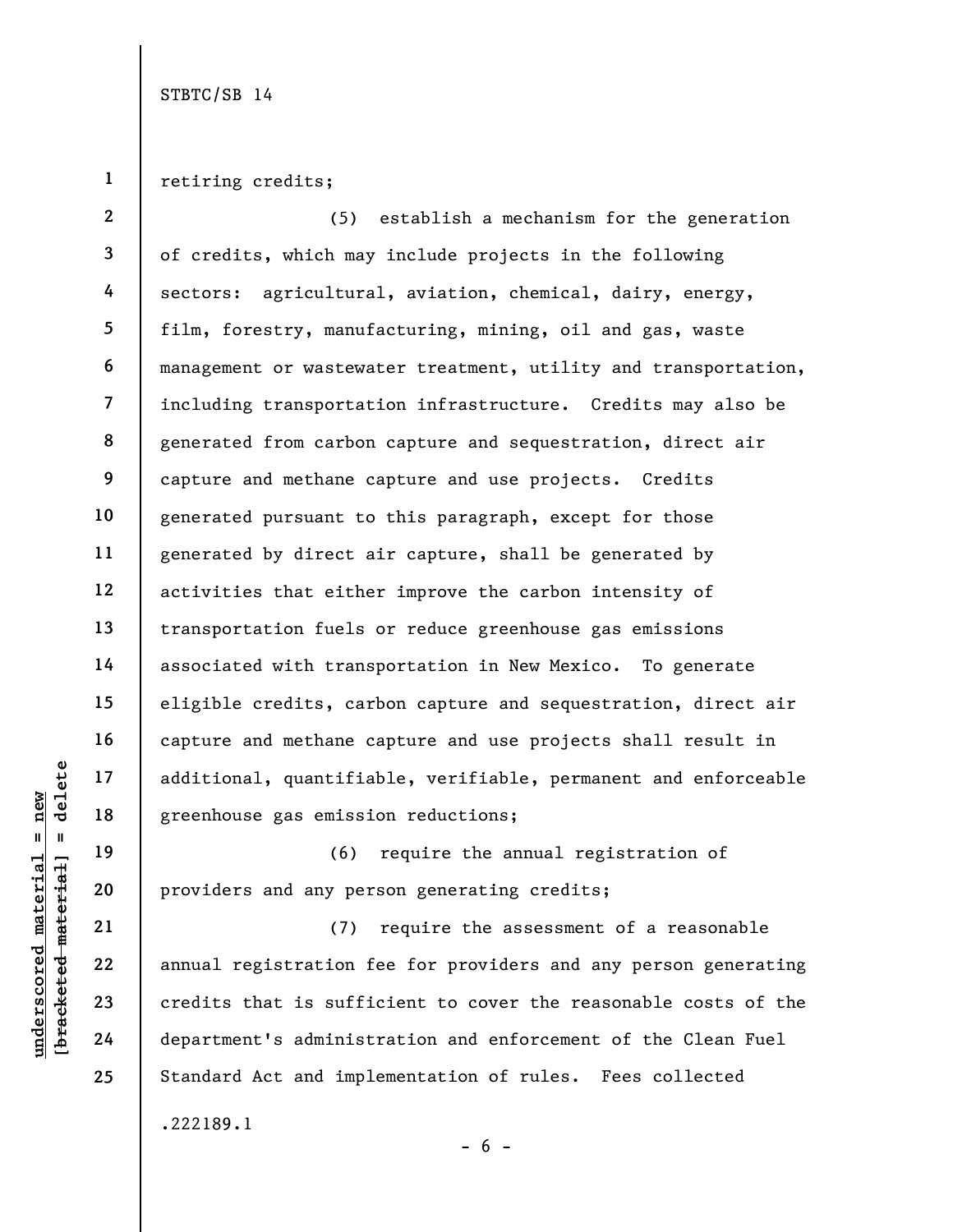retiring credits;

(5) establish a mechanism for the generation of credits, which may include projects in the following sectors: agricultural, aviation, chemical, dairy, energy, film, forestry, manufacturing, mining, oil and gas, waste management or wastewater treatment, utility and transportation, including transportation infrastructure. Credits may also be generated from carbon capture and sequestration, direct air capture and methane capture and use projects. Credits generated pursuant to this paragraph, except for those generated by direct air capture, shall be generated by activities that either improve the carbon intensity of transportation fuels or reduce greenhouse gas emissions associated with transportation in New Mexico. To generate eligible credits, carbon capture and sequestration, direct air capture and methane capture and use projects shall result in additional, quantifiable, verifiable, permanent and enforceable greenhouse gas emission reductions;

(6) require the annual registration of providers and any person generating credits;

(7) require the assessment of a reasonable annual registration fee for providers and any person generating credits that is sufficient to cover the reasonable costs of the department's administration and enforcement of the Clean Fuel Standard Act and implementation of rules. Fees collected

.222189.1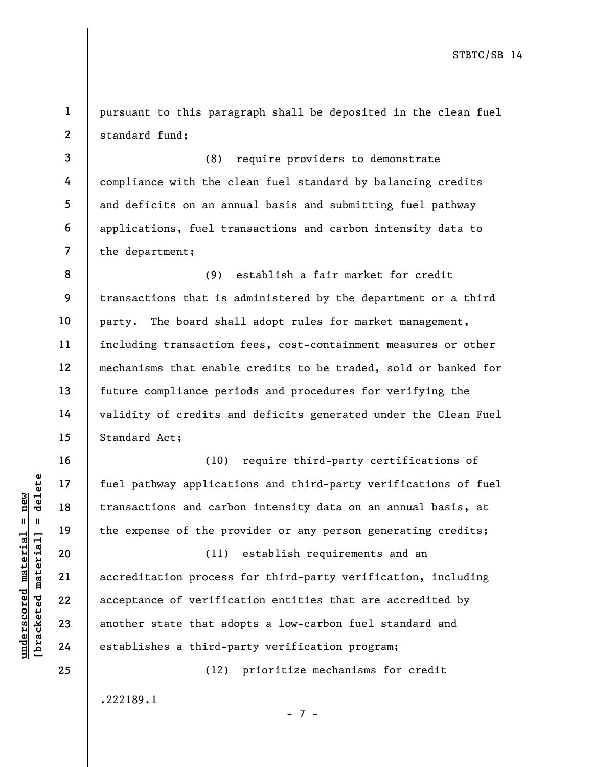pursuant to this paragraph shall be deposited in the clean fuel standard fund;

(8) require providers to demonstrate compliance with the clean fuel standard by balancing credits and deficits on an annual basis and submitting fuel pathway applications, fuel transactions and carbon intensity data to the department;

(9) establish a fair market for credit transactions that is administered by the department or a third party. The board shall adopt rules for market management, including transaction fees, cost-containment measures or other mechanisms that enable credits to be traded, sold or banked for future compliance periods and procedures for verifying the validity of credits and deficits generated under the Clean Fuel Standard Act;

(10) require third-party certifications of fuel pathway applications and third-party verifications of fuel transactions and carbon intensity data on an annual basis, at the expense of the provider or any person generating credits;

(11) establish requirements and an accreditation process for third-party verification, including acceptance of verification entities that are accredited by another state that adopts a low-carbon fuel standard and establishes a third-party verification program;

(12) prioritize mechanisms for credit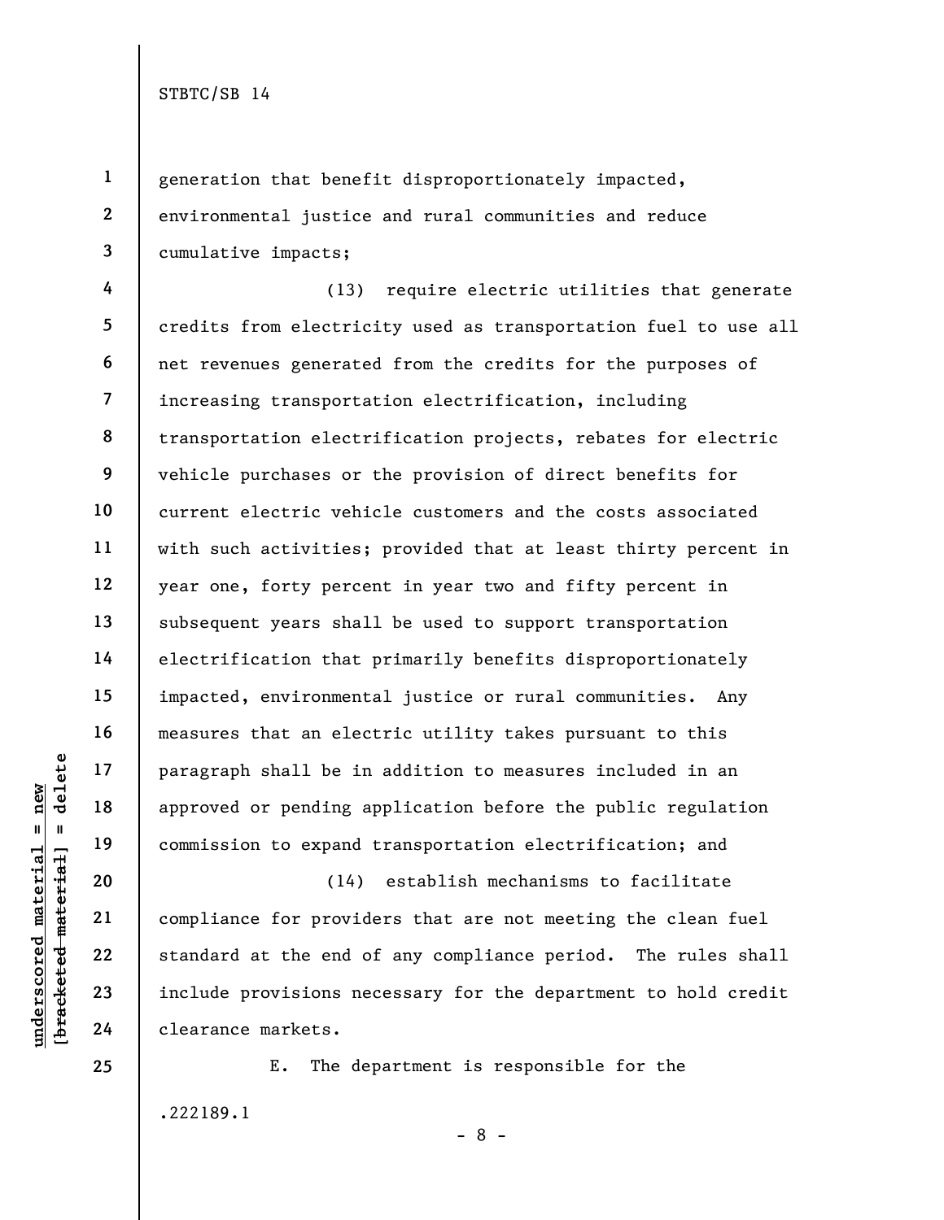generation that benefit disproportionately impacted, environmental justice and rural communities and reduce cumulative impacts;

(13) require electric utilities that generate credits from electricity used as transportation fuel to use all net revenues generated from the credits for the purposes of increasing transportation electrification, including transportation electrification projects, rebates for electric vehicle purchases or the provision of direct benefits for current electric vehicle customers and the costs associated with such activities; provided that at least thirty percent in year one, forty percent in year two and fifty percent in subsequent years shall be used to support transportation electrification that primarily benefits disproportionately impacted, environmental justice or rural communities. Any measures that an electric utility takes pursuant to this paragraph shall be in addition to measures included in an approved or pending application before the public regulation commission to expand transportation electrification; and

(14) establish mechanisms to facilitate compliance for providers that are not meeting the clean fuel standard at the end of any compliance period. The rules shall include provisions necessary for the department to hold credit clearance markets.

E. The department is responsible for the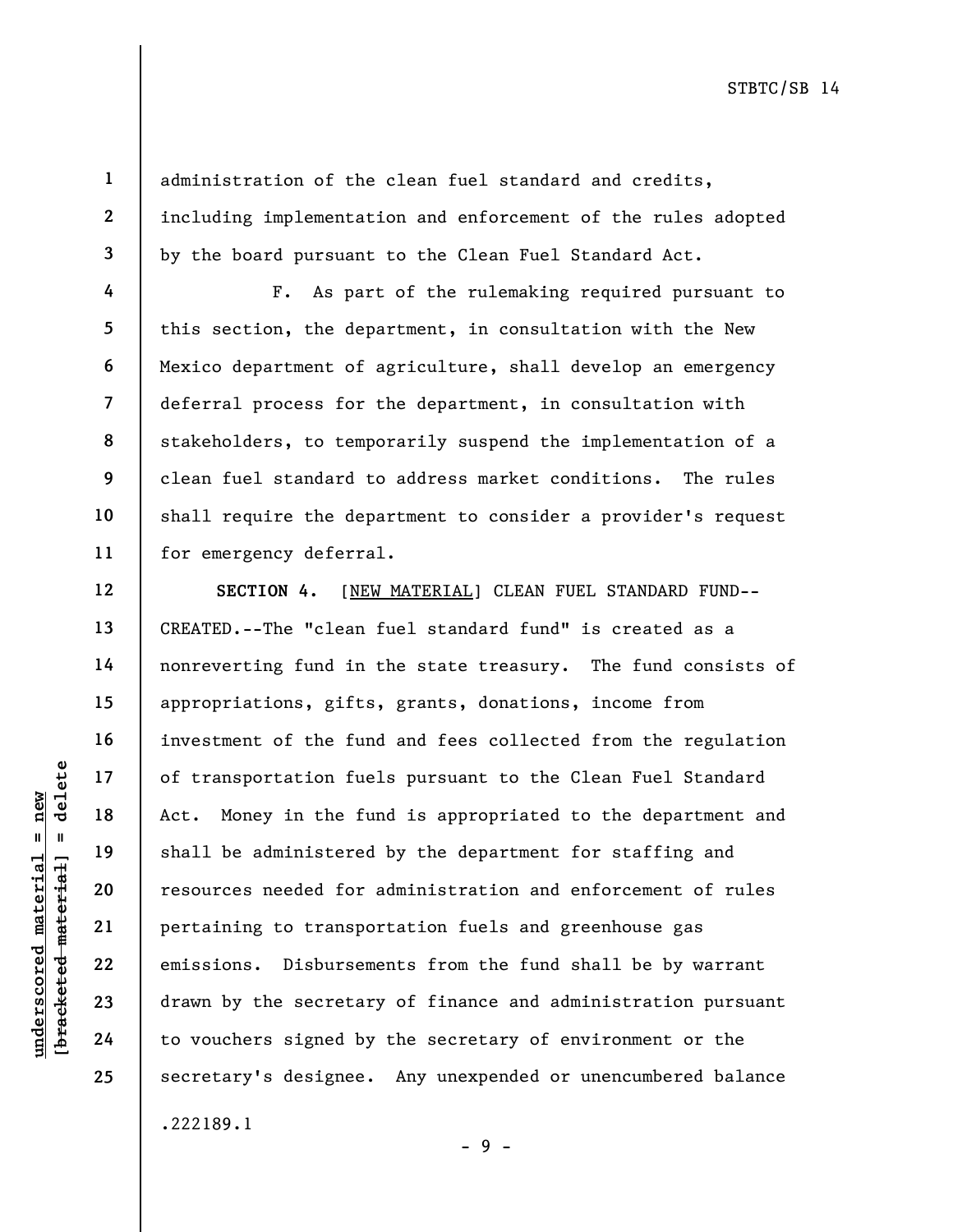administration of the clean fuel standard and credits, including implementation and enforcement of the rules adopted by the board pursuant to the Clean Fuel Standard Act.

F. As part of the rulemaking required pursuant to this section, the department, in consultation with the New Mexico department of agriculture, shall develop an emergency deferral process for the department, in consultation with stakeholders, to temporarily suspend the implementation of a clean fuel standard to address market conditions. The rules shall require the department to consider a provider's request for emergency deferral.

**SECTION 4.** [NEW MATERIAL] CLEAN FUEL STANDARD FUND--CREATED.--The "clean fuel standard fund" is created as a nonreverting fund in the state treasury. The fund consists of appropriations, gifts, grants, donations, income from investment of the fund and fees collected from the regulation of transportation fuels pursuant to the Clean Fuel Standard Act. Money in the fund is appropriated to the department and shall be administered by the department for staffing and resources needed for administration and enforcement of rules pertaining to transportation fuels and greenhouse gas emissions. Disbursements from the fund shall be by warrant drawn by the secretary of finance and administration pursuant to vouchers signed by the secretary of environment or the secretary's designee. Any unexpended or unencumbered balance

.222189.1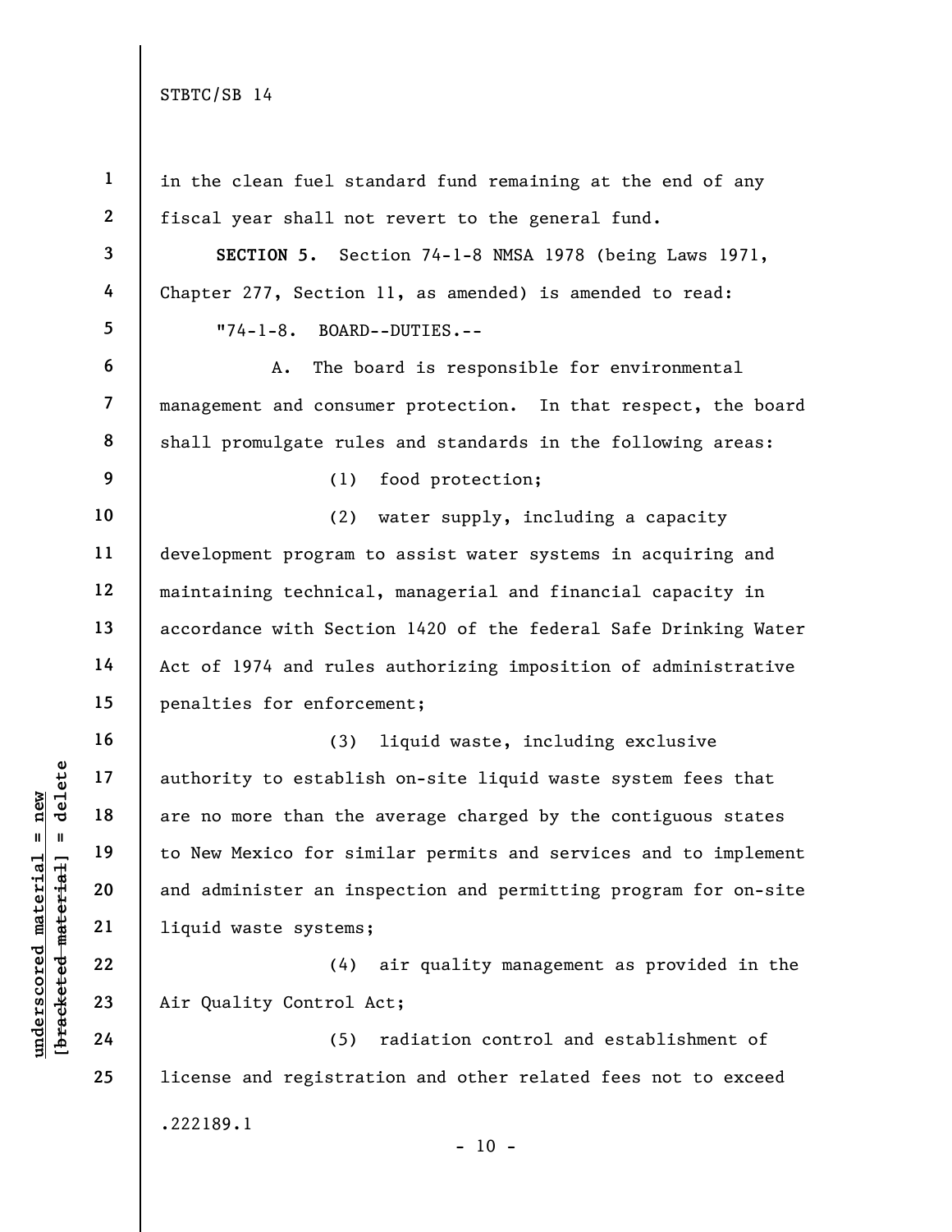in the clean fuel standard fund remaining at the end of any fiscal year shall not revert to the general fund.

**SECTION 5.** Section 74-1-8 NMSA 1978 (being Laws 1971, Chapter 277, Section 11, as amended) is amended to read:

"74-1-8. BOARD--DUTIES.--

A. The board is responsible for environmental management and consumer protection. In that respect, the board shall promulgate rules and standards in the following areas:

(1) food protection;

(2) water supply, including a capacity development program to assist water systems in acquiring and maintaining technical, managerial and financial capacity in accordance with Section 1420 of the federal Safe Drinking Water Act of 1974 and rules authorizing imposition of administrative penalties for enforcement;

(3) liquid waste, including exclusive authority to establish on-site liquid waste system fees that are no more than the average charged by the contiguous states to New Mexico for similar permits and services and to implement and administer an inspection and permitting program for on-site liquid waste systems;

(4) air quality management as provided in the Air Quality Control Act;

(5) radiation control and establishment of license and registration and other related fees not to exceed

.222189.1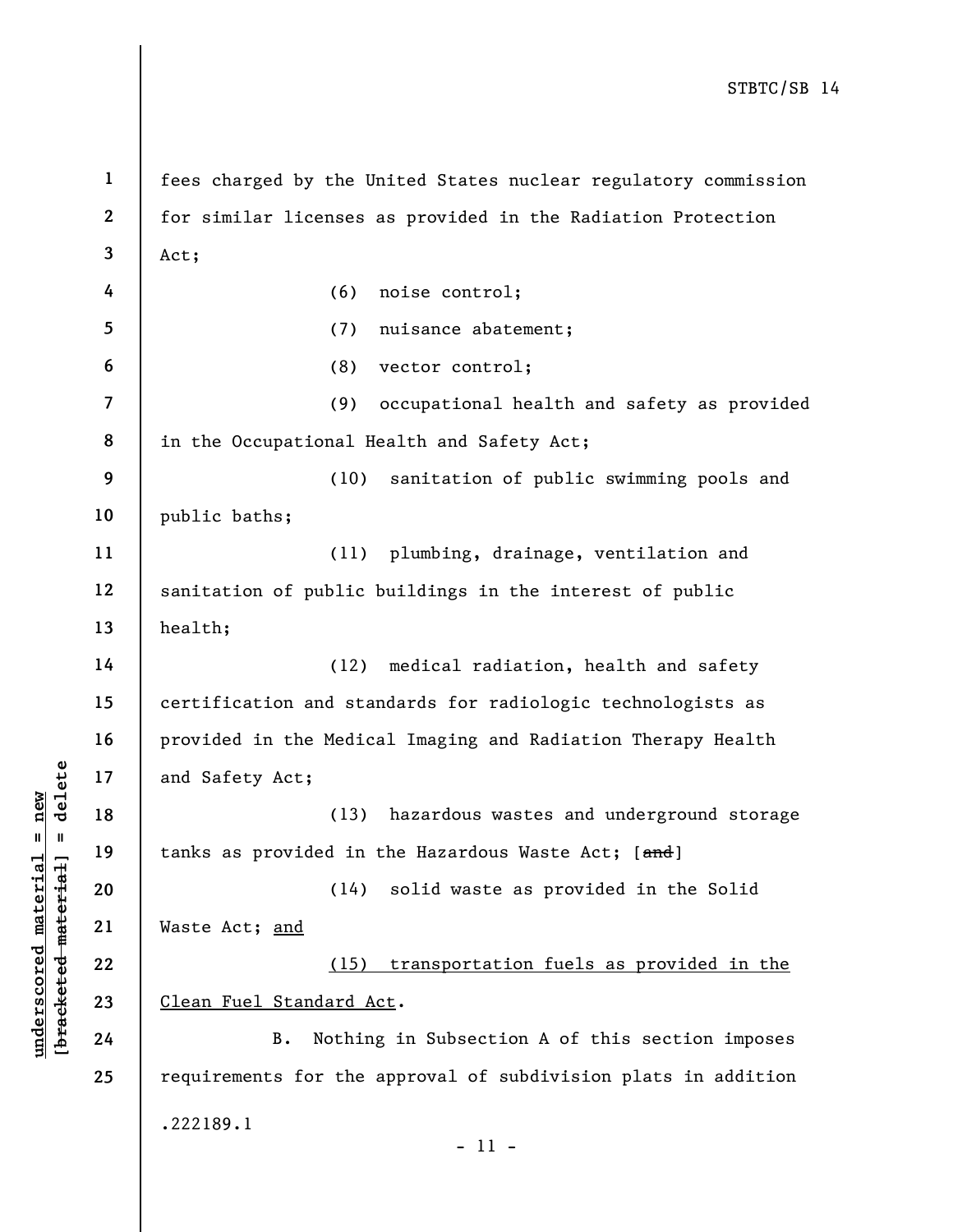fees charged by the United States nuclear regulatory commission for similar licenses as provided in the Radiation Protection Act;

(6) noise control;

(7) nuisance abatement;

(8) vector control;

(9) occupational health and safety as provided in the Occupational Health and Safety Act;

(10) sanitation of public swimming pools and public baths;

(11) plumbing, drainage, ventilation and sanitation of public buildings in the interest of public health;

(12) medical radiation, health and safety certification and standards for radiologic technologists as provided in the Medical Imaging and Radiation Therapy Health and Safety Act;

(13) hazardous wastes and underground storage tanks as provided in the Hazardous Waste Act; [~~and~~]

(14) solid waste as provided in the Solid Waste Act; <u>and</u>

<u>(15) transportation fuels as provided in the Clean Fuel Standard Act</u>.

B. Nothing in Subsection A of this section imposes requirements for the approval of subdivision plats in addition

.222189.1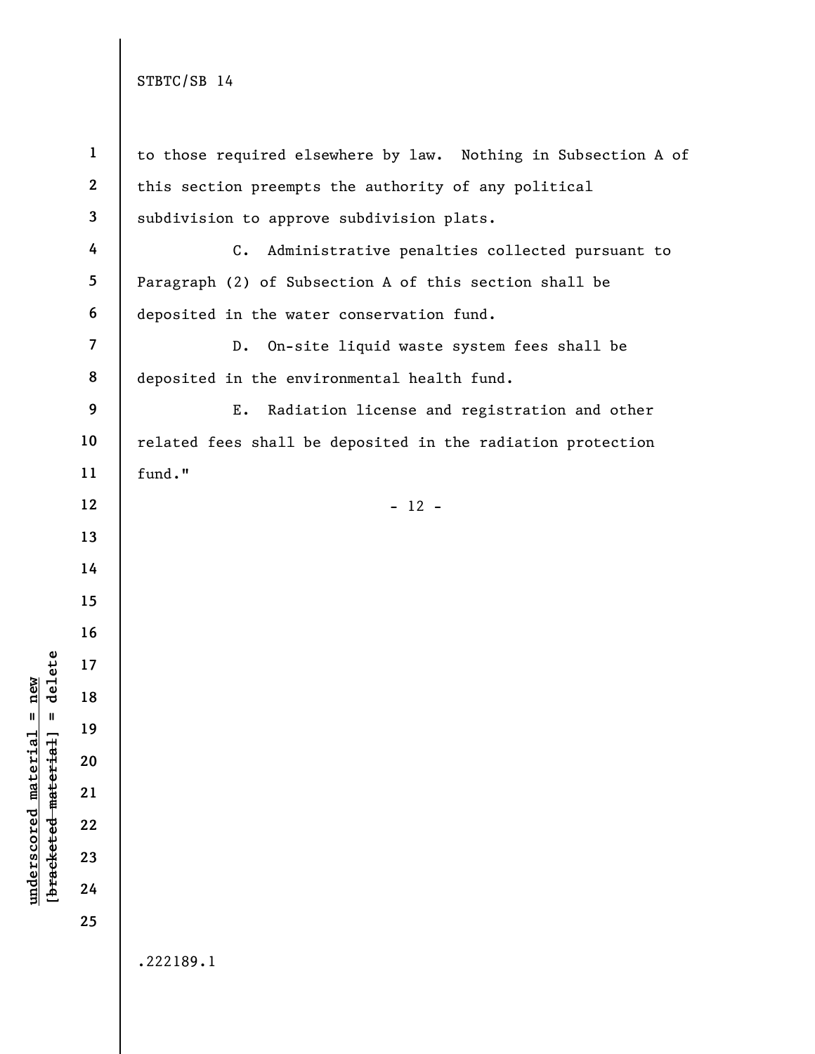to those required elsewhere by law. Nothing in Subsection A of this section preempts the authority of any political subdivision to approve subdivision plats.

C. Administrative penalties collected pursuant to Paragraph (2) of Subsection A of this section shall be deposited in the water conservation fund.

D. On-site liquid waste system fees shall be deposited in the environmental health fund.

E. Radiation license and registration and other related fees shall be deposited in the radiation protection fund."